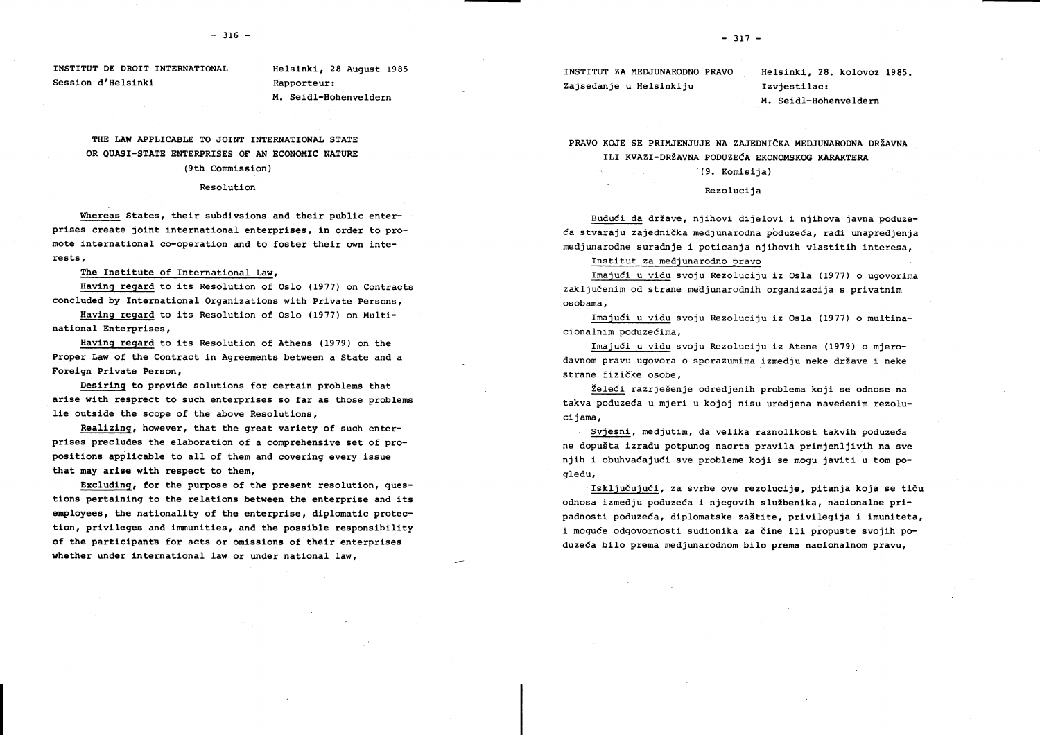INSTITUT DE DROIT INTERNATIONAL
Session d'Helsinki

Helsinki, 28 August 1985
Rapporteur:
M. Seidl-Hohenveldern

## THE LAW APPLICABLE TO JOINT INTERNATIONAL STATE OR QUASI-STATE ENTERPRISES OF AN ECONOMIC NATURE
(9th Commission)

Resolution

Whereas States, their subdivsions and their public enterprises create joint international enterprises, in order to promote international co-operation and to foster their own interests,

The Institute of International Law,

Having regard to its Resolution of Oslo (1977) on Contracts concluded by International Organizations with Private Persons,

Having regard to its Resolution of Oslo (1977) on Multinational Enterprises,

Having regard to its Resolution of Athens (1979) on the Proper Law of the Contract in Agreements between a State and a Foreign Private Person,

Desiring to provide solutions for certain problems that arise with respect to such enterprises so far as those problems lie outside the scope of the above Resolutions,

Realizing, however, that the great variety of such enterprises precludes the elaboration of a comprehensive set of propositions applicable to all of them and covering every issue that may arise with respect to them,

Excluding, for the purpose of the present resolution, questions pertaining to the relations between the enterprise and its employees, the nationality of the enterprise, diplomatic protection, privileges and immunities, and the possible responsibility of the participants for acts or omissions of their enterprises whether under international law or under national law,

INSTITUT ZA MEDJUNARODNO PRAVO
Zajsedanje u Helsinkiju

Helsinki, 28. kolovoz 1985.
Izvjestilac:
M. Seidl-Hohenveldern

## PRAVO KOJE SE PRIMJENJUJE NA ZAJEDNIČKA MEDJUNARODNA DRŽAVNA ILI KVAZI-DRŽAVNA PODUZEĆA EKONOMSKOG KARAKTERA
(9. Komisija)

Rezolucija

Budući da države, njihovi dijelovi i njihova javna poduzeća stvaraju zajednička medjunarodna poduzeća, radi unapredjenja medjunarodne suradnje i poticanja njihovih vlastitih interesa,

Institut za medjunarodno pravo

Imajući u vidu svoju Rezoluciju iz Osla (1977) o ugovorima zaključenim od strane medjunarodnih organizacija s privatnim osobama,

Imajući u vidu svoju Rezoluciju iz Osla (1977) o multinacionalnim poduzećima,

Imajući u vidu svoju Rezoluciju iz Atene (1979) o mjerodavnom pravu ugovora o sporazumima izmedju neke države i neke strane fizičke osobe,

Želeći razrješenje odredjenih problema koji se odnose na takva poduzeća u mjeri u kojoj nisu uredjena navedenim rezolucijama,

Svjesni, medjutim, da velika raznolikost takvih poduzeća ne dopušta izradu potpunog nacrta pravila primjenljivih na sve njih i obuhvaćajući sve probleme koji se mogu javiti u tom pogledu,

Isključujući, za svrhe ove rezolucije, pitanja koja se tiču odnosa izmedju poduzeća i njegovih službenika, nacionalne pripadnosti poduzeća, diplomatske zaštite, privilegija i imuniteta, i moguće odgovornosti sudionika za čine ili propuste svojih poduzeća bilo prema medjunarodnom bilo prema nacionalnom pravu,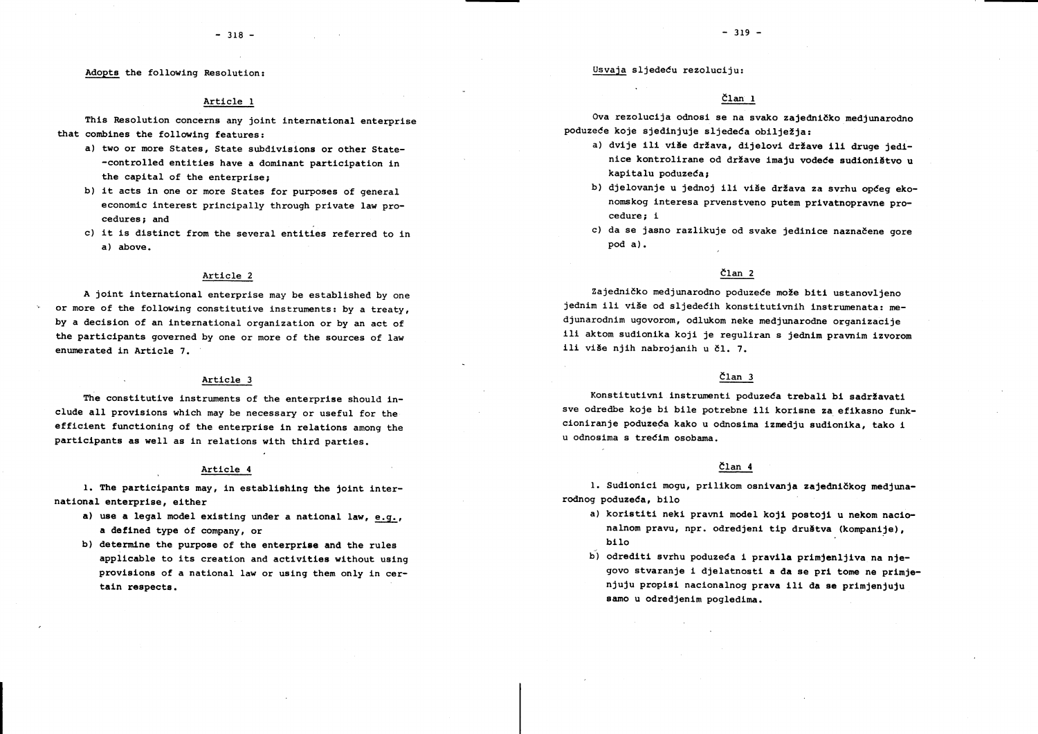<u>Adopts</u> the following Resolution:

## Article 1

This Resolution concerns any joint international enterprise that combines the following features:

a) two or more States, State subdivisions or other State-controlled entities have a dominant participation in the capital of the enterprise;

b) it acts in one or more States for purposes of general economic interest principally through private law procedures; and

c) it is distinct from the several entities referred to in a) above.

## Article 2

A joint international enterprise may be established by one or more of the following constitutive instruments: by a treaty, by a decision of an international organization or by an act of the participants governed by one or more of the sources of law enumerated in Article 7.

## Article 3

The constitutive instruments of the enterprise should include all provisions which may be necessary or useful for the efficient functioning of the enterprise in relations among the participants as well as in relations with third parties.

## Article 4

1. The participants may, in establishing the joint international enterprise, either

a) use a legal model existing under a national law, <u>e.g.</u>, a defined type of company, or

b) determine the purpose of the enterprise and the rules applicable to its creation and activities without using provisions of a national law or using them only in certain respects.

<u>Usvaja</u> sljedeću rezoluciju:

## Član 1

Ova rezolucija odnosi se na svako zajedničko medjunarodno poduzeće koje sjedinjuje sljedeća obilježja:

a) dvije ili više država, dijelovi države ili druge jedinice kontrolirane od države imaju vodeće sudioništvo u kapitalu poduzeća;

b) djelovanje u jednoj ili više država za svrhu općeg ekonomskog interesa prvenstveno putem privatnopravne procedure; i

c) da se jasno razlikuje od svake jedinice naznačene gore pod a).

## Član 2

Zajedničko medjunarodno poduzeće može biti ustanovljeno jednim ili više od sljedećih konstitutivnih instrumenata: medjunarodnim ugovorom, odlukom neke medjunarodne organizacije ili aktom sudionika koji je reguliran s jednim pravnim izvorom ili više njih nabrojanih u čl. 7.

## Član 3

Konstitutivni instrumenti poduzeća trebali bi sadržavati sve odredbe koje bi bile potrebne ili korisne za efikasno funkcioniranje poduzeća kako u odnosima izmedju sudionika, tako i u odnosima s trećim osobama.

## Član 4

1. Sudionici mogu, prilikom osnivanja zajedničkog medjunarodnog poduzeća, bilo

a) koristiti neki pravni model koji postoji u nekom nacionalnom pravu, npr. odredjeni tip društva (kompanije), bilo

b) odrediti svrhu poduzeća i pravila primjenljiva na njegovo stvaranje i djelatnosti a da se pri tome ne primjenjuju propisi nacionalnog prava ili da se primjenjuju samo u odredjenim pogledima.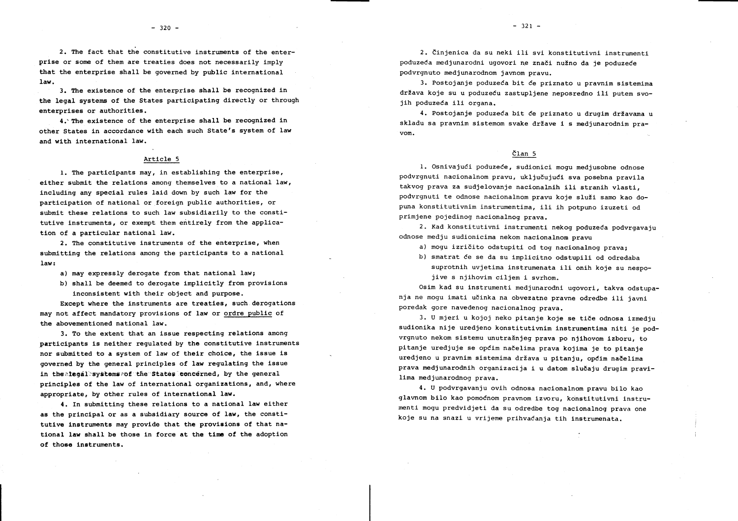2. The fact that the constitutive instruments of the enterprise or some of them are treaties does not necessarily imply that the enterprise shall be governed by public international law.

3. The existence of the enterprise shall be recognized in the legal systems of the States participating directly or through enterprises or authorities.

4. The existence of the enterprise shall be recognized in other States in accordance with each such State's system of law and with international law.

## Article 5

1. The participants may, in establishing the enterprise, either submit the relations among themselves to a national law, including any special rules laid down by such law for the participation of national or foreign public authorities, or submit these relations to such law subsidiarily to the constitutive instruments, or exempt them entirely from the application of a particular national law.

2. The constitutive instruments of the enterprise, when submitting the relations among the participants to a national law:

a) may expressly derogate from that national law;

b) shall be deemed to derogate implicitly from provisions inconsistent with their object and purpose.

Except where the instruments are treaties, such derogations may not affect mandatory provisions of law or ordre public of the abovementioned national law.

3. To the extent that an issue respecting relations among participants is neither regulated by the constitutive instruments nor submitted to a system of law of their choice, the issue is governed by the general principles of law regulating the issue in the legal systems of the States concerned, by the general principles of the law of international organizations, and, where appropriate, by other rules of international law.

4. In submitting these relations to a national law either as the principal or as a subsidiary source of law, the constitutive instruments may provide that the provisions of that national law shall be those in force at the time of the adoption of those instruments.

2. Činjenica da su neki ili svi konstitutivni instrumenti poduzeća medjunarodni ugovori ne znači nužno da je poduzeće podvrgnuto medjunarodnom javnom pravu.

3. Postojanje poduzeća bit će priznato u pravnim sistemima država koje su u poduzeću zastupljene neposredno ili putem svojih poduzeća ili organa.

4. Postojanje poduzeća bit će priznato u drugim državama u skladu sa pravnim sistemom svake države i s medjunarodnim pravom.

## Član 5

1. Osnivajući poduzeće, sudionici mogu medjusobne odnose podvrgnuti nacionalnom pravu, uključujući sva posebna pravila takvog prava za sudjelovanje nacionalnih ili stranih vlasti, podvrgnuti te odnose nacionalnom pravu koje služi samo kao dopuna konstitutivnim instrumentima, ili ih potpuno izuzeti od primjene pojedinog nacionalnog prava.

2. Kad konstitutivni instrumenti nekog poduzeća podvrgavaju odnose medju sudionicima nekom nacionalnom pravu

a) mogu izričito odstupiti od tog nacionalnog prava;

b) smatrat će se da su implicitno odstupili od odredaba suprotnih uvjetima instrumenata ili onih koje su nespojive s njihovim ciljem i svrhom.

Osim kad su instrumenti medjunarodni ugovori, takva odstupanja ne mogu imati učinka na obvezatne pravne odredbe ili javni poredak gore navedenog nacionalnog prava.

3. U mjeri u kojoj neko pitanje koje se tiče odnosa izmedju sudionika nije uredjeno konstitutivnim instrumentima niti je podvrgnuto nekom sistemu unutrašnjeg prava po njihovom izboru, to pitanje uredjuje se općim načelima prava kojima je to pitanje uredjeno u pravnim sistemima država u pitanju, općim načelima prava medjunarodnih organizacija i u datom slučaju drugim pravilima medjunarodnog prava.

4. U podvrgavanju ovih odnosa nacionalnom pravu bilo kao glavnom bilo kao pomoćnom pravnom izvoru, konstitutivni instrumenti mogu predvidjeti da su odredbe tog nacionalnog prava one koje su na snazi u vrijeme prihvaćanja tih instrumenata.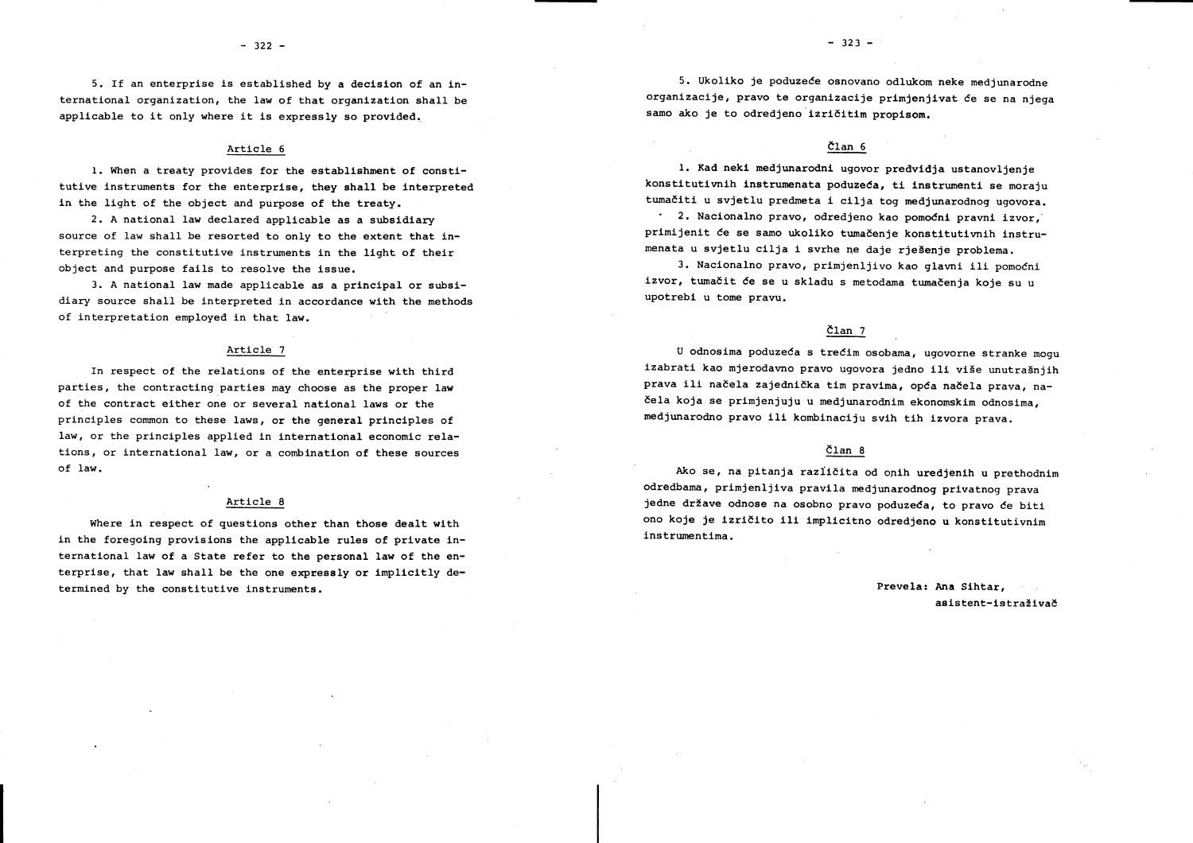5. If an enterprise is established by a decision of an international organization, the law of that organization shall be applicable to it only where it is expressly so provided.

### Article 6

1. When a treaty provides for the establishment of constitutive instruments for the enterprise, they shall be interpreted in the light of the object and purpose of the treaty.

2. A national law declared applicable as a subsidiary source of law shall be resorted to only to the extent that interpreting the constitutive instruments in the light of their object and purpose fails to resolve the issue.

3. A national law made applicable as a principal or subsidiary source shall be interpreted in accordance with the methods of interpretation employed in that law.

### Article 7

In respect of the relations of the enterprise with third parties, the contracting parties may choose as the proper law of the contract either one or several national laws or the principles common to these laws, or the general principles of law, or the principles applied in international economic relations, or international law, or a combination of these sources of law.

### Article 8

Where in respect of questions other than those dealt with in the foregoing provisions the applicable rules of private international law of a State refer to the personal law of the enterprise, that law shall be the one expressly or implicitly determined by the constitutive instruments.

5. Ukoliko je poduzeće osnovano odlukom neke medjunarodne organizacije, pravo te organizacije primjenjivat će se na njega samo ako je to odredjeno izričitim propisom.

### Član 6

1. Kad neki medjunarodni ugovor predvidja ustanovljenje konstitutivnih instrumenata poduzeća, ti instrumenti se moraju tumačiti u svjetlu predmeta i cilja tog medjunarodnog ugovora.

2. Nacionalno pravo, odredjeno kao pomoćni pravni izvor, primijenit će se samo ukoliko tumačenje konstitutivnih instrumenata u svjetlu cilja i svrhe ne daje rješenje problema.

3. Nacionalno pravo, primjenljivo kao glavni ili pomoćni izvor, tumačit će se u skladu s metodama tumačenja koje su u upotrebi u tome pravu.

### Član 7

U odnosima poduzeća s trećim osobama, ugovorne stranke mogu izabrati kao mjerodavno pravo ugovora jedno ili više unutrašnjih prava ili načela zajednička tim pravima, opća načela prava, načela koja se primjenjuju u medjunarodnim ekonomskim odnosima, medjunarodno pravo ili kombinaciju svih tih izvora prava.

### Član 8

Ako se, na pitanja različita od onih uredjenih u prethodnim odredbama, primjenljiva pravila medjunarodnog privatnog prava jedne države odnose na osobno pravo poduzeća, to pravo će biti ono koje je izričito ili implicitno odredjeno u konstitutivnim instrumentima.

Prevela: Ana Sihtar,
asistent-istraživač